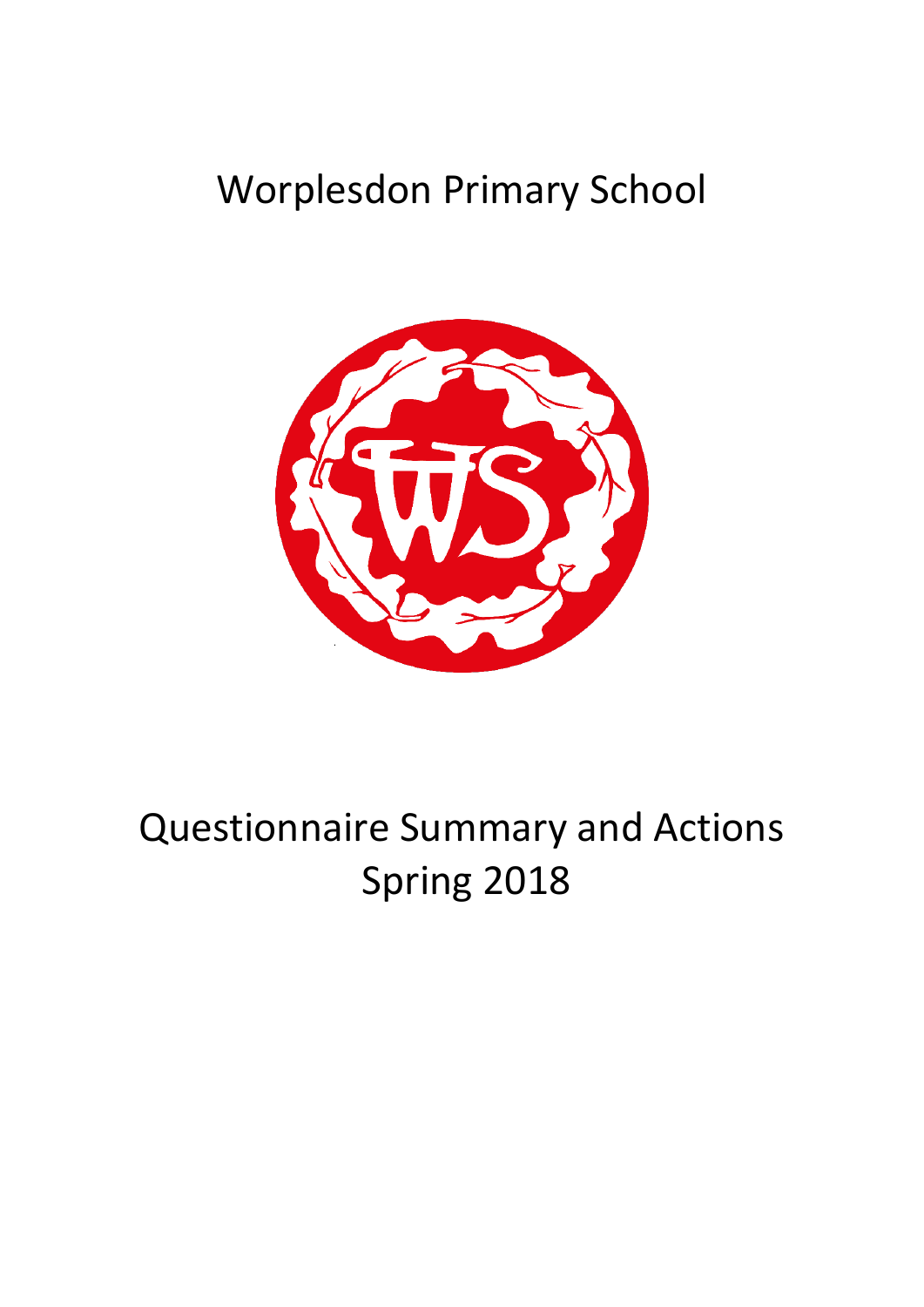# Worplesdon Primary School

# Questionnaire Summary and Actions
# Spring 2018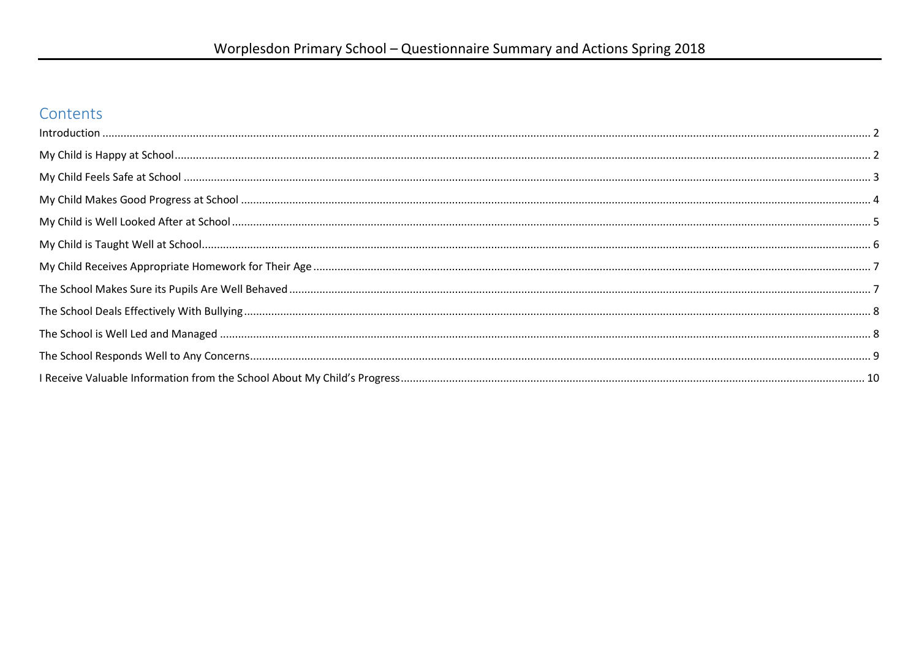# Worplesdon Primary School – Questionnaire Summary and Actions Spring 2018

## Contents

Introduction ..... 2

My Child is Happy at School ..... 2

My Child Feels Safe at School ..... 3

My Child Makes Good Progress at School ..... 4

My Child is Well Looked After at School ..... 5

My Child is Taught Well at School ..... 6

My Child Receives Appropriate Homework for Their Age ..... 7

The School Makes Sure its Pupils Are Well Behaved ..... 7

The School Deals Effectively With Bullying ..... 8

The School is Well Led and Managed ..... 8

The School Responds Well to Any Concerns ..... 9

I Receive Valuable Information from the School About My Child's Progress ..... 10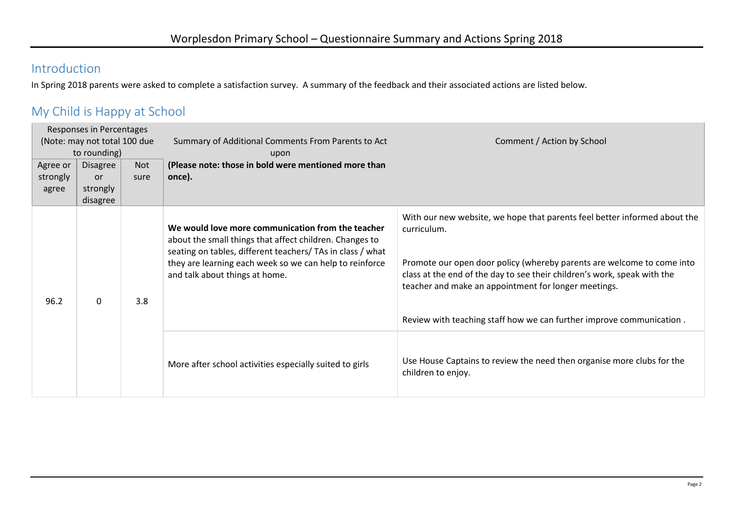# Worplesdon Primary School – Questionnaire Summary and Actions Spring 2018

## Introduction

In Spring 2018 parents were asked to complete a satisfaction survey. A summary of the feedback and their associated actions are listed below.

## My Child is Happy at School

| Responses in Percentages (Note: may not total 100 due to rounding) | | | Summary of Additional Comments From Parents to Act upon **(Please note: those in bold were mentioned more than once).** | Comment / Action by School |
|---|---|---|---|---|
| Agree or strongly agree | Disagree or strongly disagree | Not sure | | |
| 96.2 | 0 | 3.8 | **We would love more communication from the teacher** about the small things that affect children. Changes to seating on tables, different teachers/ TAs in class / what they are learning each week so we can help to reinforce and talk about things at home. | With our new website, we hope that parents feel better informed about the curriculum.<br><br>Promote our open door policy (whereby parents are welcome to come into class at the end of the day to see their children's work, speak with the teacher and make an appointment for longer meetings.<br><br>Review with teaching staff how we can further improve communication . |
| | | | More after school activities especially suited to girls | Use House Captains to review the need then organise more clubs for the children to enjoy. |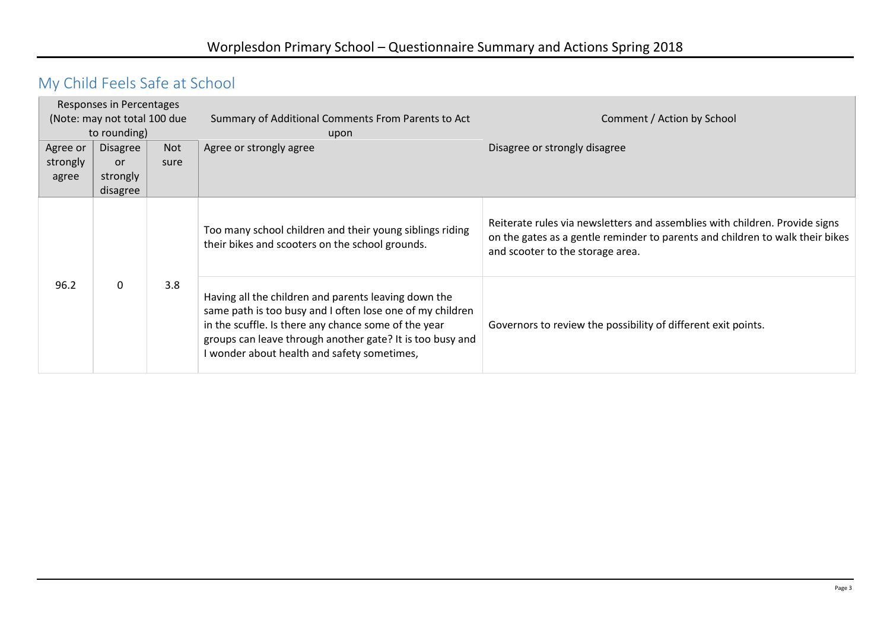# Worplesdon Primary School – Questionnaire Summary and Actions Spring 2018

## My Child Feels Safe at School

| Responses in Percentages (Note: may not total 100 due to rounding) | | | Summary of Additional Comments From Parents to Act upon | Comment / Action by School |
|---|---|---|---|---|
| Agree or strongly agree | Disagree or strongly disagree | Not sure | Agree or strongly agree | Disagree or strongly disagree |
| 96.2 | 0 | 3.8 | Too many school children and their young siblings riding their bikes and scooters on the school grounds. | Reiterate rules via newsletters and assemblies with children. Provide signs on the gates as a gentle reminder to parents and children to walk their bikes and scooter to the storage area. |
| | | | Having all the children and parents leaving down the same path is too busy and I often lose one of my children in the scuffle. Is there any chance some of the year groups can leave through another gate? It is too busy and I wonder about health and safety sometimes, | Governors to review the possibility of different exit points. |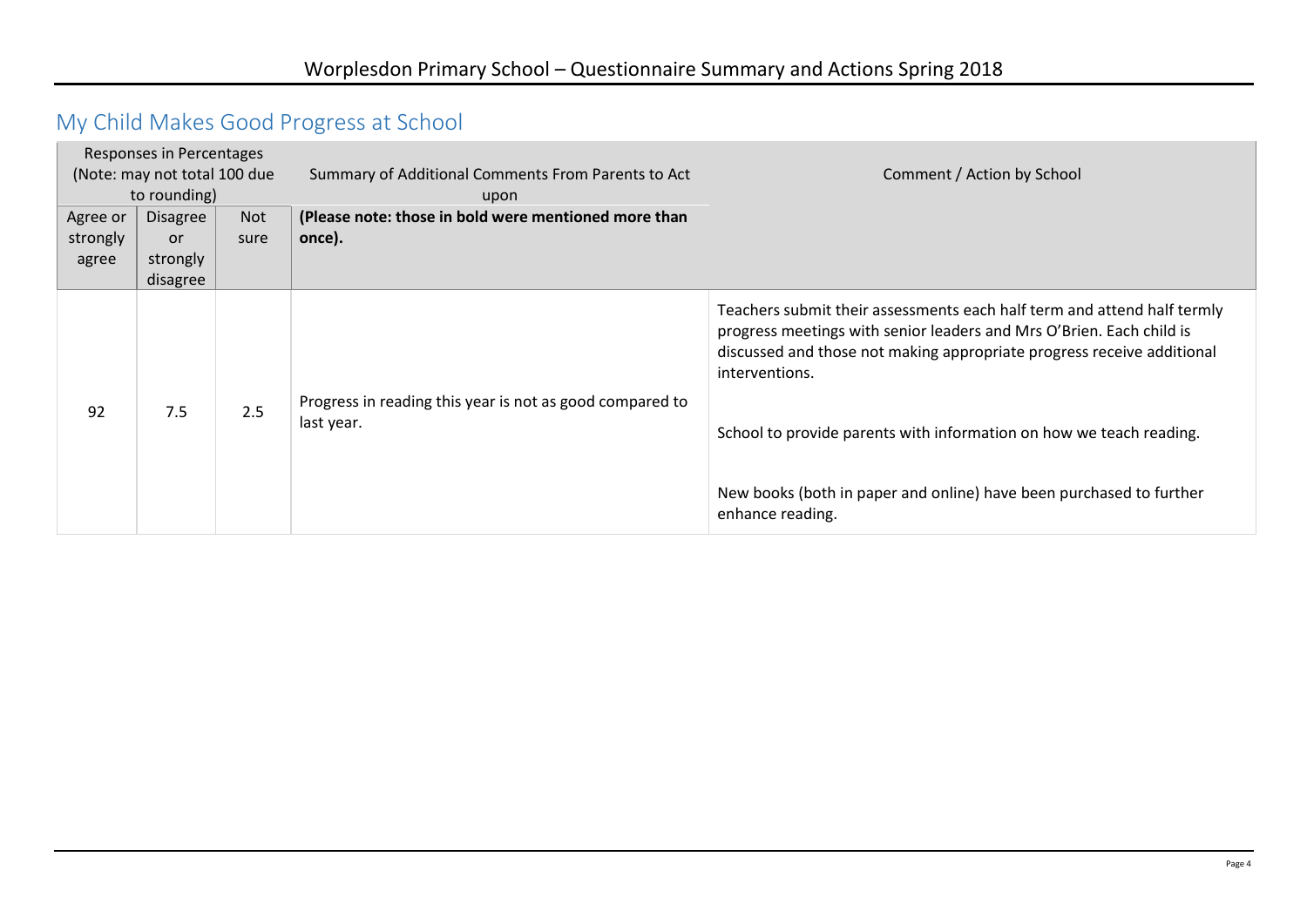## My Child Makes Good Progress at School

| Responses in Percentages (Note: may not total 100 due to rounding) | | | Summary of Additional Comments From Parents to Act upon | Comment / Action by School |
|---|---|---|---|---|
| Agree or strongly agree | Disagree or strongly disagree | Not sure | **(Please note: those in bold were mentioned more than once).** | |
| 92 | 7.5 | 2.5 | Progress in reading this year is not as good compared to last year. | Teachers submit their assessments each half term and attend half termly progress meetings with senior leaders and Mrs O'Brien. Each child is discussed and those not making appropriate progress receive additional interventions.<br><br>School to provide parents with information on how we teach reading.<br><br>New books (both in paper and online) have been purchased to further enhance reading. |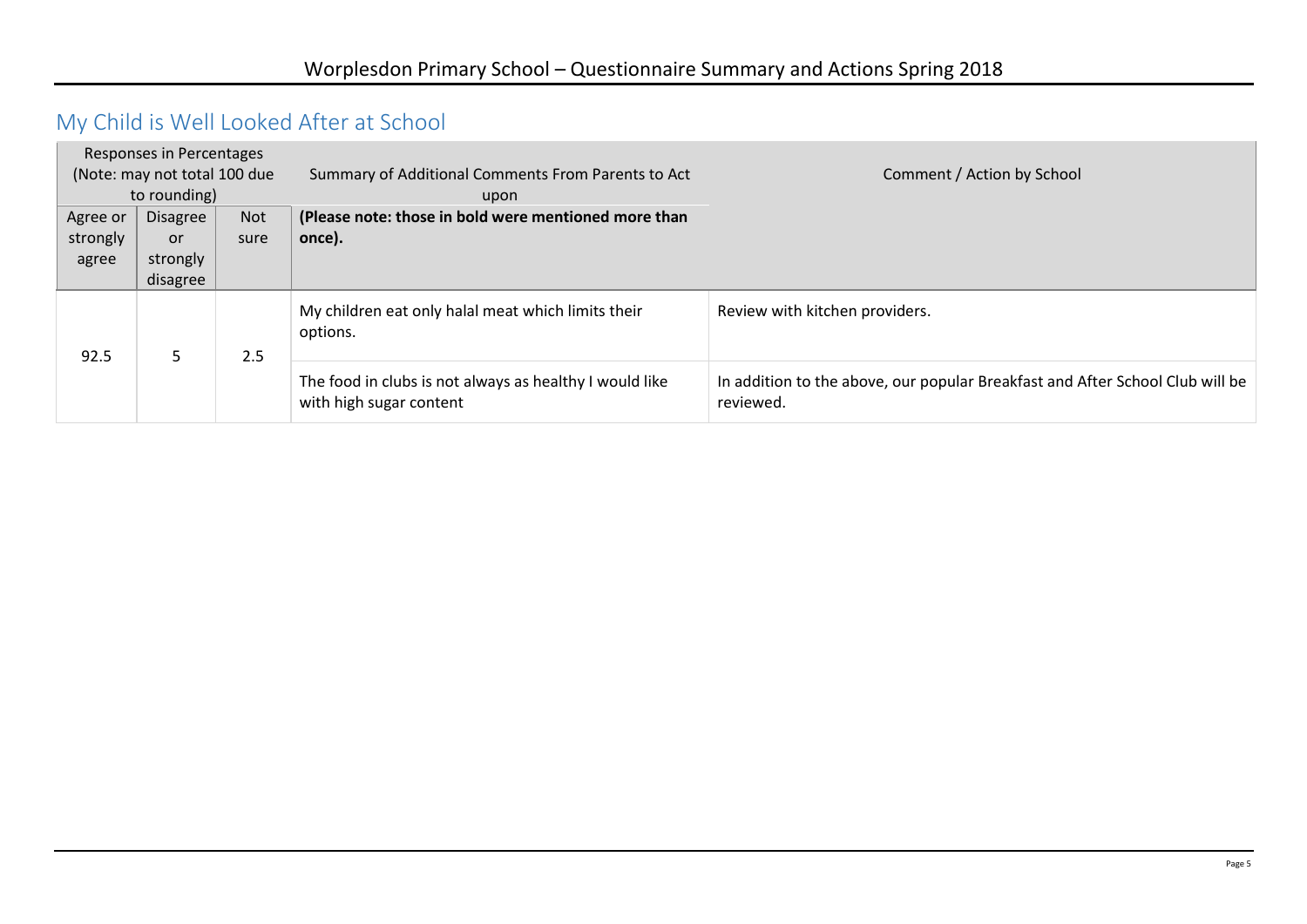# Worplesdon Primary School – Questionnaire Summary and Actions Spring 2018

## My Child is Well Looked After at School

| Responses in Percentages (Note: may not total 100 due to rounding) | | | Summary of Additional Comments From Parents to Act upon **(Please note: those in bold were mentioned more than once).** | Comment / Action by School |
|---|---|---|---|---|
| Agree or strongly agree | Disagree or strongly disagree | Not sure | | |
| 92.5 | 5 | 2.5 | My children eat only halal meat which limits their options. | Review with kitchen providers. |
| | | | The food in clubs is not always as healthy I would like with high sugar content | In addition to the above, our popular Breakfast and After School Club will be reviewed. |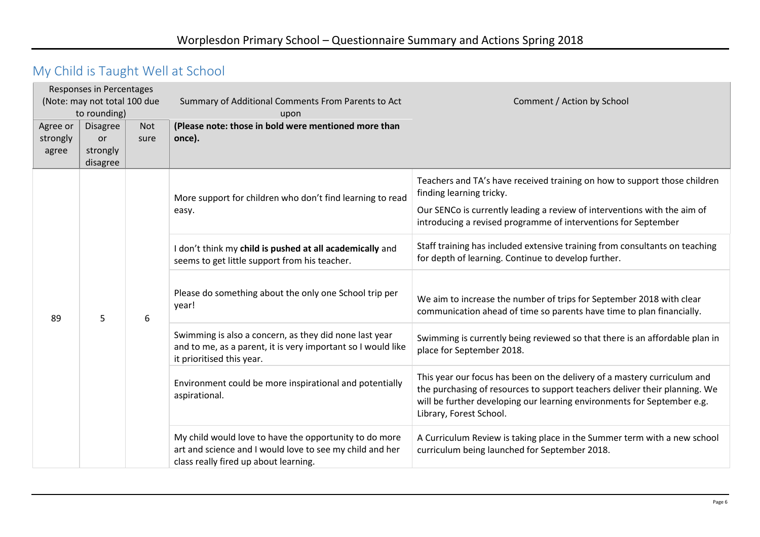# Worplesdon Primary School – Questionnaire Summary and Actions Spring 2018

## My Child is Taught Well at School

| Responses in Percentages (Note: may not total 100 due to rounding) | | | Summary of Additional Comments From Parents to Act upon | Comment / Action by School |
|---|---|---|---|---|
| Agree or strongly agree | Disagree or strongly disagree | Not sure | **(Please note: those in bold were mentioned more than once).** | |
| 89 | 5 | 6 | More support for children who don't find learning to read easy. | Teachers and TA's have received training on how to support those children finding learning tricky. Our SENCo is currently leading a review of interventions with the aim of introducing a revised programme of interventions for September |
| | | | I don't think my **child is pushed at all academically** and seems to get little support from his teacher. | Staff training has included extensive training from consultants on teaching for depth of learning. Continue to develop further. |
| | | | Please do something about the only one School trip per year! | We aim to increase the number of trips for September 2018 with clear communication ahead of time so parents have time to plan financially. |
| | | | Swimming is also a concern, as they did none last year and to me, as a parent, it is very important so I would like it prioritised this year. | Swimming is currently being reviewed so that there is an affordable plan in place for September 2018. |
| | | | Environment could be more inspirational and potentially aspirational. | This year our focus has been on the delivery of a mastery curriculum and the purchasing of resources to support teachers deliver their planning. We will be further developing our learning environments for September e.g. Library, Forest School. |
| | | | My child would love to have the opportunity to do more art and science and I would love to see my child and her class really fired up about learning. | A Curriculum Review is taking place in the Summer term with a new school curriculum being launched for September 2018. |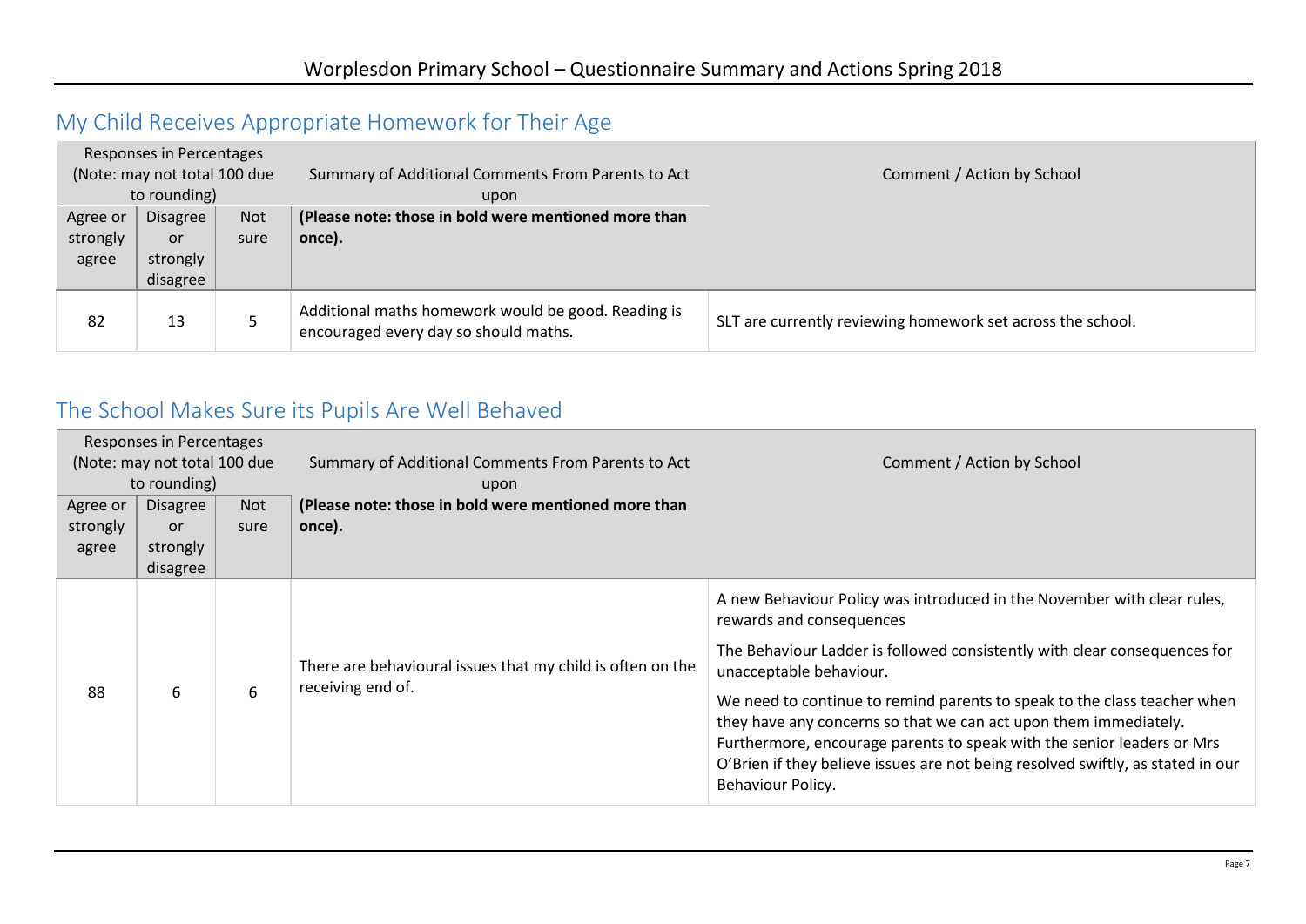# Worplesdon Primary School – Questionnaire Summary and Actions Spring 2018

## My Child Receives Appropriate Homework for Their Age

| Responses in Percentages (Note: may not total 100 due to rounding) | | | Summary of Additional Comments From Parents to Act upon | Comment / Action by School |
|---|---|---|---|---|
| Agree or strongly agree | Disagree or strongly disagree | Not sure | **(Please note: those in bold were mentioned more than once).** | |
| 82 | 13 | 5 | Additional maths homework would be good. Reading is encouraged every day so should maths. | SLT are currently reviewing homework set across the school. |

## The School Makes Sure its Pupils Are Well Behaved

| Responses in Percentages (Note: may not total 100 due to rounding) | | | Summary of Additional Comments From Parents to Act upon | Comment / Action by School |
|---|---|---|---|---|
| Agree or strongly agree | Disagree or strongly disagree | Not sure | **(Please note: those in bold were mentioned more than once).** | |
| 88 | 6 | 6 | There are behavioural issues that my child is often on the receiving end of. | A new Behaviour Policy was introduced in the November with clear rules, rewards and consequences<br><br>The Behaviour Ladder is followed consistently with clear consequences for unacceptable behaviour.<br><br>We need to continue to remind parents to speak to the class teacher when they have any concerns so that we can act upon them immediately. Furthermore, encourage parents to speak with the senior leaders or Mrs O'Brien if they believe issues are not being resolved swiftly, as stated in our Behaviour Policy. |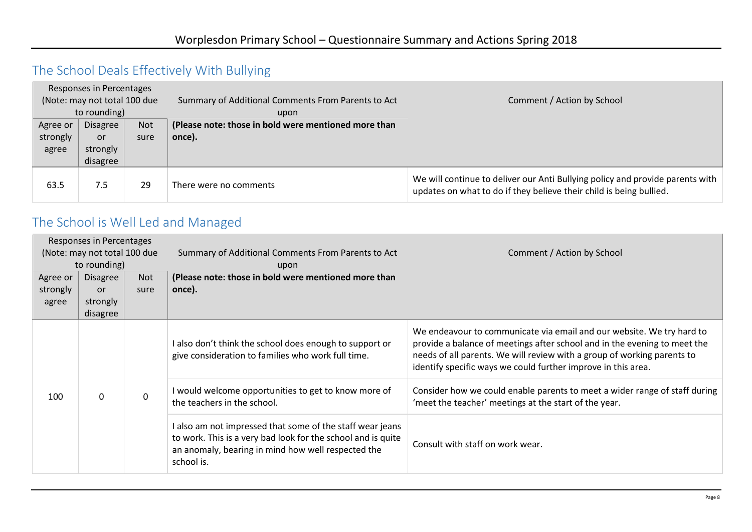# Worplesdon Primary School – Questionnaire Summary and Actions Spring 2018

## The School Deals Effectively With Bullying

| Responses in Percentages (Note: may not total 100 due to rounding) | | | Summary of Additional Comments From Parents to Act upon **(Please note: those in bold were mentioned more than once).** | Comment / Action by School |
|---|---|---|---|---|
| Agree or strongly agree | Disagree or strongly disagree | Not sure | | |
| 63.5 | 7.5 | 29 | There were no comments | We will continue to deliver our Anti Bullying policy and provide parents with updates on what to do if they believe their child is being bullied. |

## The School is Well Led and Managed

| Responses in Percentages (Note: may not total 100 due to rounding) | | | Summary of Additional Comments From Parents to Act upon **(Please note: those in bold were mentioned more than once).** | Comment / Action by School |
|---|---|---|---|---|
| Agree or strongly agree | Disagree or strongly disagree | Not sure | | |
| 100 | 0 | 0 | I also don't think the school does enough to support or give consideration to families who work full time. | We endeavour to communicate via email and our website. We try hard to provide a balance of meetings after school and in the evening to meet the needs of all parents. We will review with a group of working parents to identify specific ways we could further improve in this area. |
| | | | I would welcome opportunities to get to know more of the teachers in the school. | Consider how we could enable parents to meet a wider range of staff during 'meet the teacher' meetings at the start of the year. |
| | | | I also am not impressed that some of the staff wear jeans to work. This is a very bad look for the school and is quite an anomaly, bearing in mind how well respected the school is. | Consult with staff on work wear. |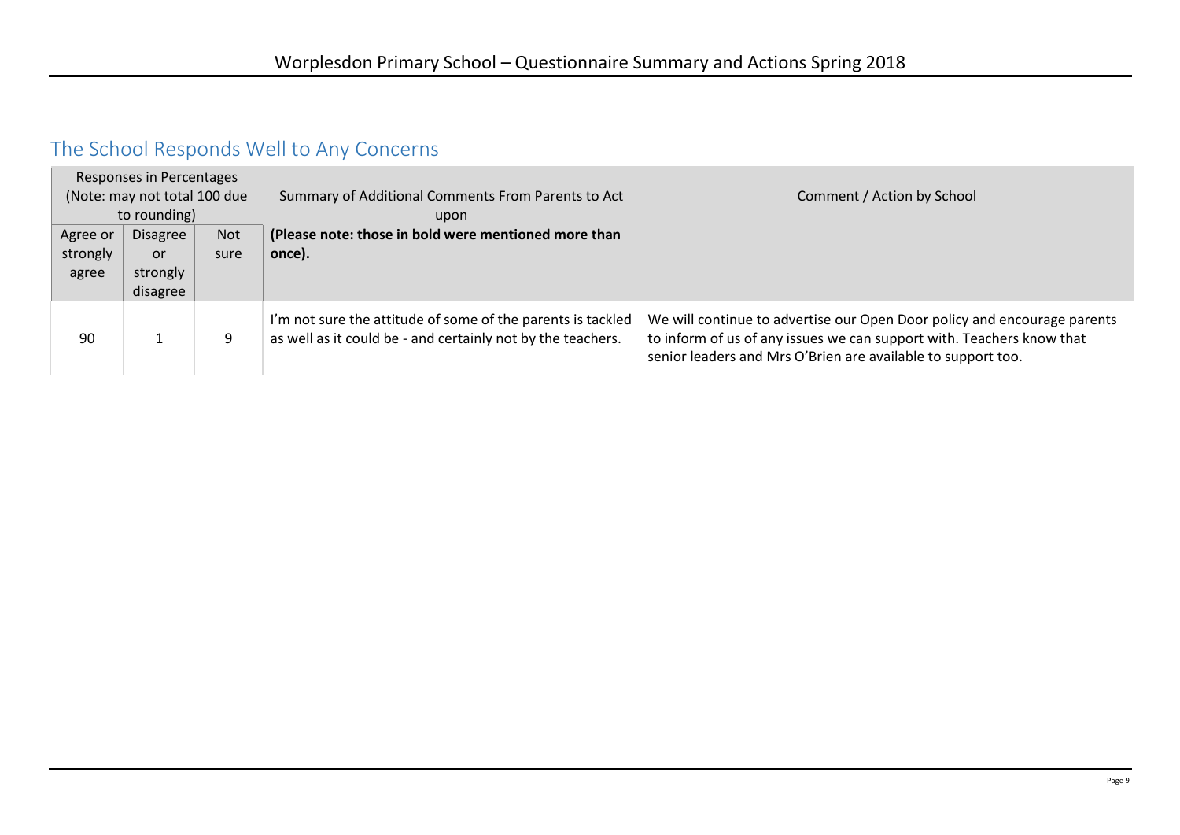## The School Responds Well to Any Concerns

| Responses in Percentages (Note: may not total 100 due to rounding) | | | Summary of Additional Comments From Parents to Act upon **(Please note: those in bold were mentioned more than once).** | Comment / Action by School |
|---|---|---|---|---|
| Agree or strongly agree | Disagree or strongly disagree | Not sure | | |
| 90 | 1 | 9 | I'm not sure the attitude of some of the parents is tackled as well as it could be - and certainly not by the teachers. | We will continue to advertise our Open Door policy and encourage parents to inform of us of any issues we can support with. Teachers know that senior leaders and Mrs O'Brien are available to support too. |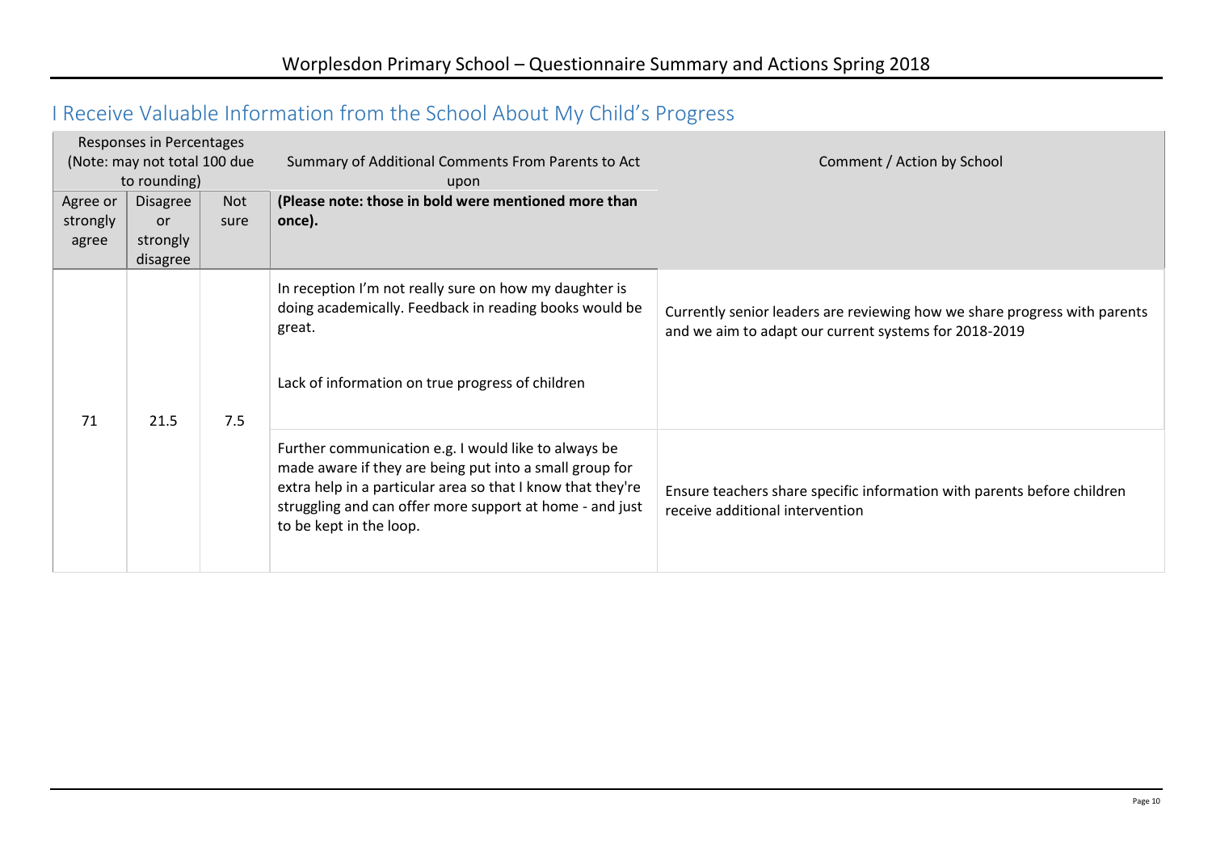## I Receive Valuable Information from the School About My Child's Progress

| Responses in Percentages (Note: may not total 100 due to rounding) | | | Summary of Additional Comments From Parents to Act upon | Comment / Action by School |
|---|---|---|---|---|
| Agree or strongly agree | Disagree or strongly disagree | Not sure | **(Please note: those in bold were mentioned more than once).** | |
| 71 | 21.5 | 7.5 | In reception I'm not really sure on how my daughter is doing academically. Feedback in reading books would be great.<br><br>Lack of information on true progress of children | Currently senior leaders are reviewing how we share progress with parents and we aim to adapt our current systems for 2018-2019 |
| | | | Further communication e.g. I would like to always be made aware if they are being put into a small group for extra help in a particular area so that I know that they're struggling and can offer more support at home - and just to be kept in the loop. | Ensure teachers share specific information with parents before children receive additional intervention |